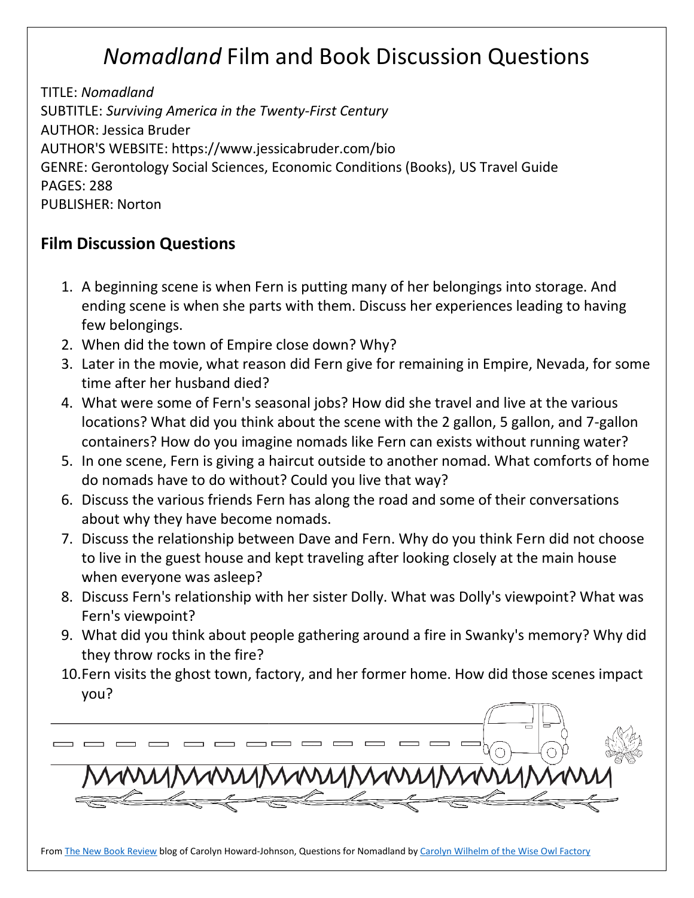# *Nomadland* Film and Book Discussion Questions

TITLE: *Nomadland*
SUBTITLE: *Surviving America in the Twenty-First Century*
AUTHOR: Jessica Bruder
AUTHOR'S WEBSITE: https://www.jessicabruder.com/bio
GENRE: Gerontology Social Sciences, Economic Conditions (Books), US Travel Guide
PAGES: 288
PUBLISHER: Norton

## Film Discussion Questions

1. A beginning scene is when Fern is putting many of her belongings into storage. And ending scene is when she parts with them. Discuss her experiences leading to having few belongings.
2. When did the town of Empire close down? Why?
3. Later in the movie, what reason did Fern give for remaining in Empire, Nevada, for some time after her husband died?
4. What were some of Fern's seasonal jobs? How did she travel and live at the various locations? What did you think about the scene with the 2 gallon, 5 gallon, and 7-gallon containers? How do you imagine nomads like Fern can exists without running water?
5. In one scene, Fern is giving a haircut outside to another nomad. What comforts of home do nomads have to do without? Could you live that way?
6. Discuss the various friends Fern has along the road and some of their conversations about why they have become nomads.
7. Discuss the relationship between Dave and Fern. Why do you think Fern did not choose to live in the guest house and kept traveling after looking closely at the main house when everyone was asleep?
8. Discuss Fern's relationship with her sister Dolly. What was Dolly's viewpoint? What was Fern's viewpoint?
9. What did you think about people gathering around a fire in Swanky's memory? Why did they throw rocks in the fire?
10. Fern visits the ghost town, factory, and her former home. How did those scenes impact you?

From The New Book Review blog of Carolyn Howard-Johnson, Questions for Nomadland by Carolyn Wilhelm of the Wise Owl Factory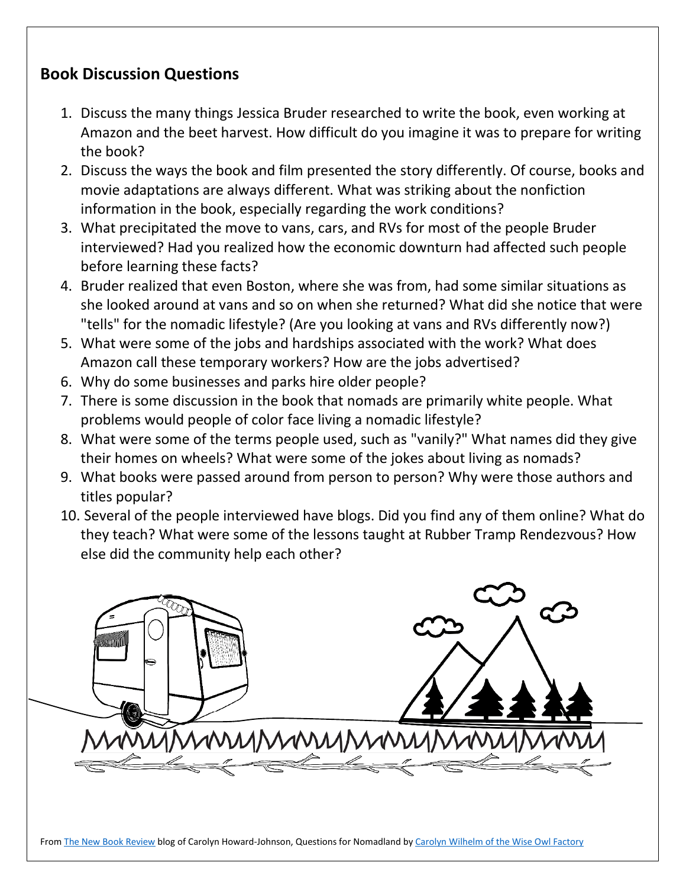## Book Discussion Questions

1. Discuss the many things Jessica Bruder researched to write the book, even working at Amazon and the beet harvest. How difficult do you imagine it was to prepare for writing the book?
2. Discuss the ways the book and film presented the story differently. Of course, books and movie adaptations are always different. What was striking about the nonfiction information in the book, especially regarding the work conditions?
3. What precipitated the move to vans, cars, and RVs for most of the people Bruder interviewed? Had you realized how the economic downturn had affected such people before learning these facts?
4. Bruder realized that even Boston, where she was from, had some similar situations as she looked around at vans and so on when she returned? What did she notice that were "tells" for the nomadic lifestyle? (Are you looking at vans and RVs differently now?)
5. What were some of the jobs and hardships associated with the work? What does Amazon call these temporary workers? How are the jobs advertised?
6. Why do some businesses and parks hire older people?
7. There is some discussion in the book that nomads are primarily white people. What problems would people of color face living a nomadic lifestyle?
8. What were some of the terms people used, such as "vanily?" What names did they give their homes on wheels? What were some of the jokes about living as nomads?
9. What books were passed around from person to person? Why were those authors and titles popular?
10. Several of the people interviewed have blogs. Did you find any of them online? What do they teach? What were some of the lessons taught at Rubber Tramp Rendezvous? How else did the community help each other?

From [The New Book Review](#) blog of Carolyn Howard-Johnson, Questions for Nomadland by [Carolyn Wilhelm of the Wise Owl Factory](#)